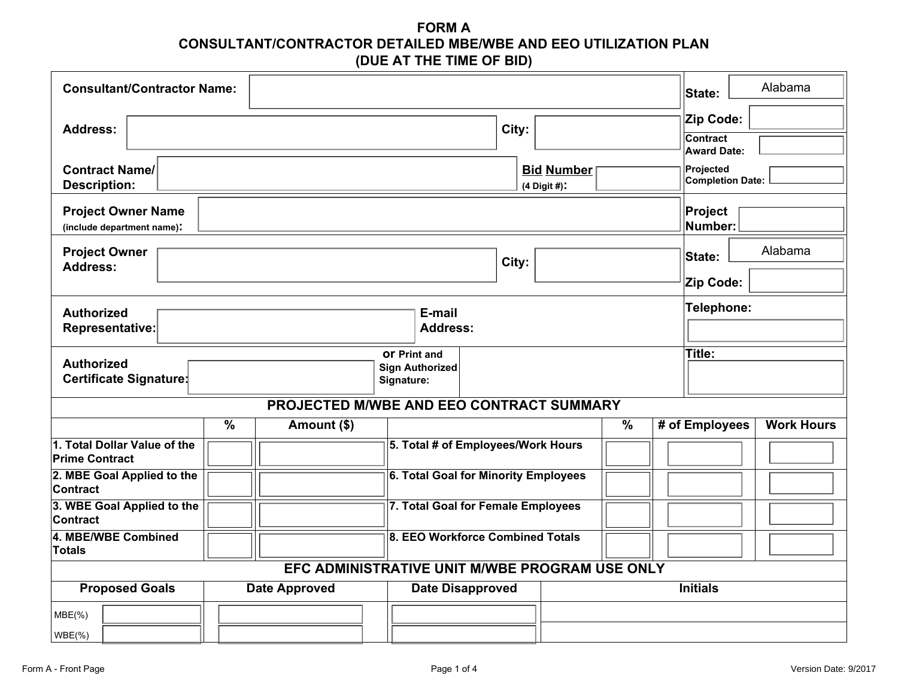# FORM A
## CONSULTANT/CONTRACTOR DETAILED MBE/WBE AND EEO UTILIZATION PLAN
## (DUE AT THE TIME OF BID)

| | | | |
|---|---|---|---|
| **Consultant/Contractor Name:** | | **State:** | Alabama |
| **Address:** | **City:** | **Zip Code:** | |
| | | **Contract Award Date:** | |
| **Contract Name/ Description:** | **Bid Number (4 Digit #):** | **Projected Completion Date:** | |
| **Project Owner Name (include department name):** | | **Project Number:** | |
| **Project Owner Address:** | **City:** | **State:** | Alabama |
| | | **Zip Code:** | |
| **Authorized Representative:** | **E-mail Address:** | **Telephone:** | |
| **Authorized Certificate Signature:** | **or Print and Sign Authorized Signature:** | **Title:** | |

### PROJECTED M/WBE AND EEO CONTRACT SUMMARY

| | % | Amount ($) | | % | # of Employees | Work Hours |
|---|---|---|---|---|---|---|
| **1. Total Dollar Value of the Prime Contract** | | | **5. Total # of Employees/Work Hours** | | | |
| **2. MBE Goal Applied to the Contract** | | | **6. Total Goal for Minority Employees** | | | |
| **3. WBE Goal Applied to the Contract** | | | **7. Total Goal for Female Employees** | | | |
| **4. MBE/WBE Combined Totals** | | | **8. EEO Workforce Combined Totals** | | | |

### EFC ADMINISTRATIVE UNIT M/WBE PROGRAM USE ONLY

| Proposed Goals | Date Approved | Date Disapproved | Initials |
|---|---|---|---|
| MBE(%) | | | |
| WBE(%) | | | |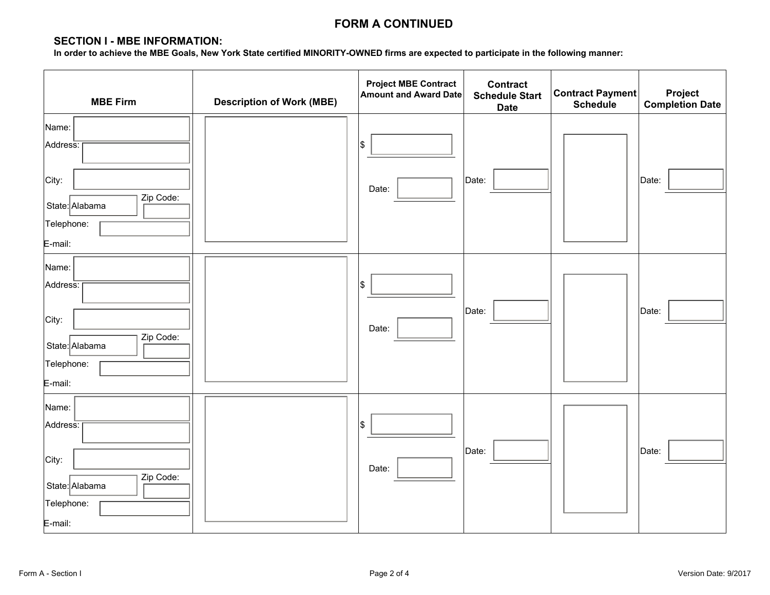## FORM A CONTINUED

### SECTION I - MBE INFORMATION:

**In order to achieve the MBE Goals, New York State certified MINORITY-OWNED firms are expected to participate in the following manner:**

| MBE Firm | Description of Work (MBE) | Project MBE Contract Amount and Award Date | Contract Schedule Start Date | Contract Payment Schedule | Project Completion Date |
|---|---|---|---|---|---|
| Name:<br>Address:<br>City:<br>State: Alabama Zip Code:<br>Telephone:<br>E-mail: | | $<br>Date: | Date: | | Date: |
| Name:<br>Address:<br>City:<br>State: Alabama Zip Code:<br>Telephone:<br>E-mail: | | $<br>Date: | Date: | | Date: |
| Name:<br>Address:<br>City:<br>State: Alabama Zip Code:<br>Telephone:<br>E-mail: | | $<br>Date: | Date: | | Date: |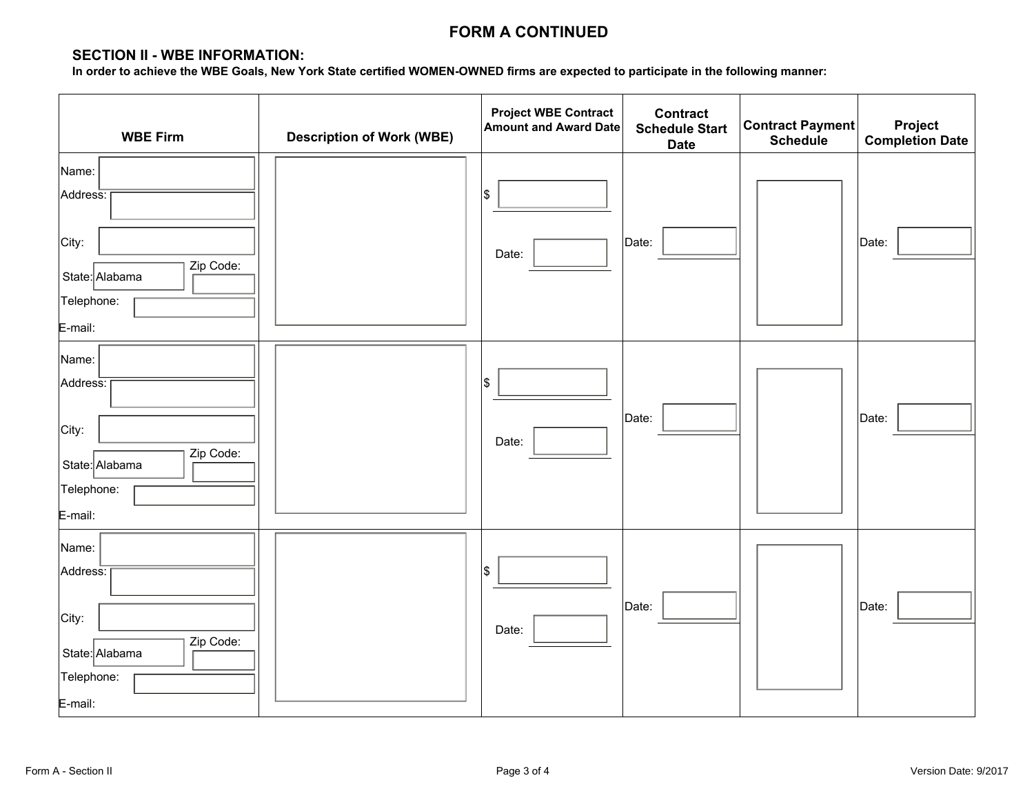# FORM A CONTINUED

## SECTION II - WBE INFORMATION:

**In order to achieve the WBE Goals, New York State certified WOMEN-OWNED firms are expected to participate in the following manner:**

| WBE Firm | Description of Work (WBE) | Project WBE Contract Amount and Award Date | Contract Schedule Start Date | Contract Payment Schedule | Project Completion Date |
|---|---|---|---|---|---|
| Name: <br> Address: <br> City: <br> State: Alabama Zip Code: <br> Telephone: <br> E-mail: | | $ <br> Date: | Date: | | Date: |
| Name: <br> Address: <br> City: <br> State: Alabama Zip Code: <br> Telephone: <br> E-mail: | | $ <br> Date: | Date: | | Date: |
| Name: <br> Address: <br> City: <br> State: Alabama Zip Code: <br> Telephone: <br> E-mail: | | $ <br> Date: | Date: | | Date: |

Form A - Section II

Version Date: 9/2017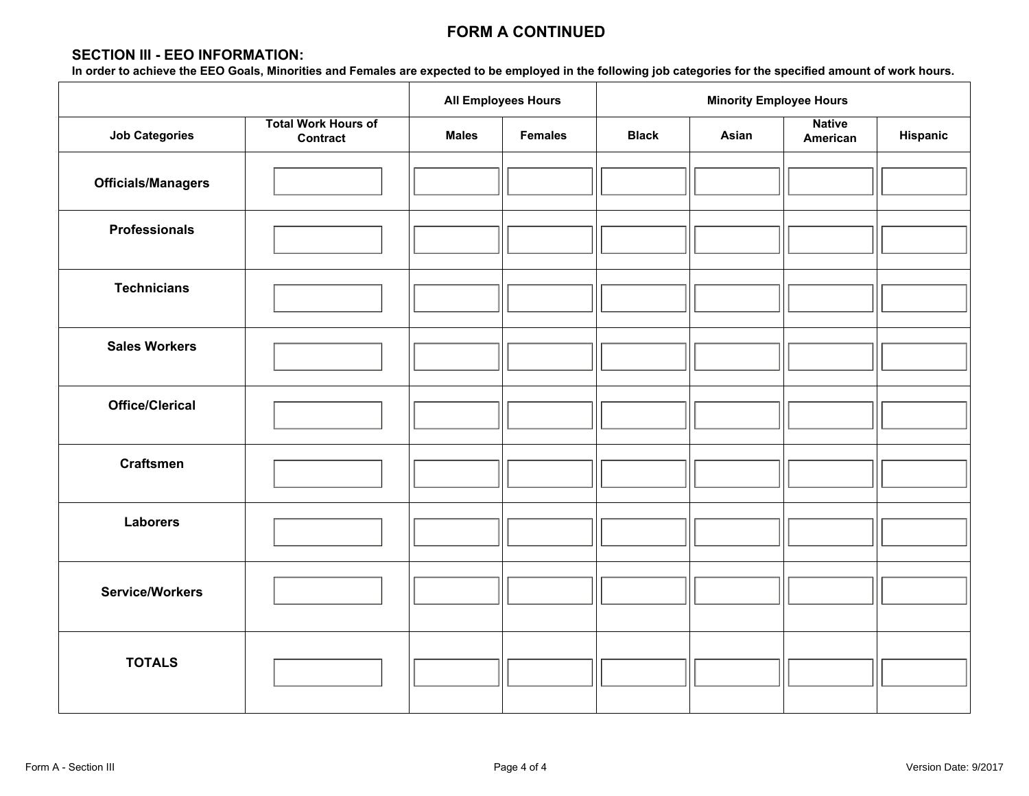# FORM A CONTINUED

## SECTION III - EEO INFORMATION:

**In order to achieve the EEO Goals, Minorities and Females are expected to be employed in the following job categories for the specified amount of work hours.**

| | | All Employees Hours | | Minority Employee Hours | | | |
|---|---|---|---|---|---|---|---|
| **Job Categories** | **Total Work Hours of Contract** | **Males** | **Females** | **Black** | **Asian** | **Native American** | **Hispanic** |
| **Officials/Managers** | | | | | | | |
| **Professionals** | | | | | | | |
| **Technicians** | | | | | | | |
| **Sales Workers** | | | | | | | |
| **Office/Clerical** | | | | | | | |
| **Craftsmen** | | | | | | | |
| **Laborers** | | | | | | | |
| **Service/Workers** | | | | | | | |
| **TOTALS** | | | | | | | |

Form A - Section III

Version Date: 9/2017